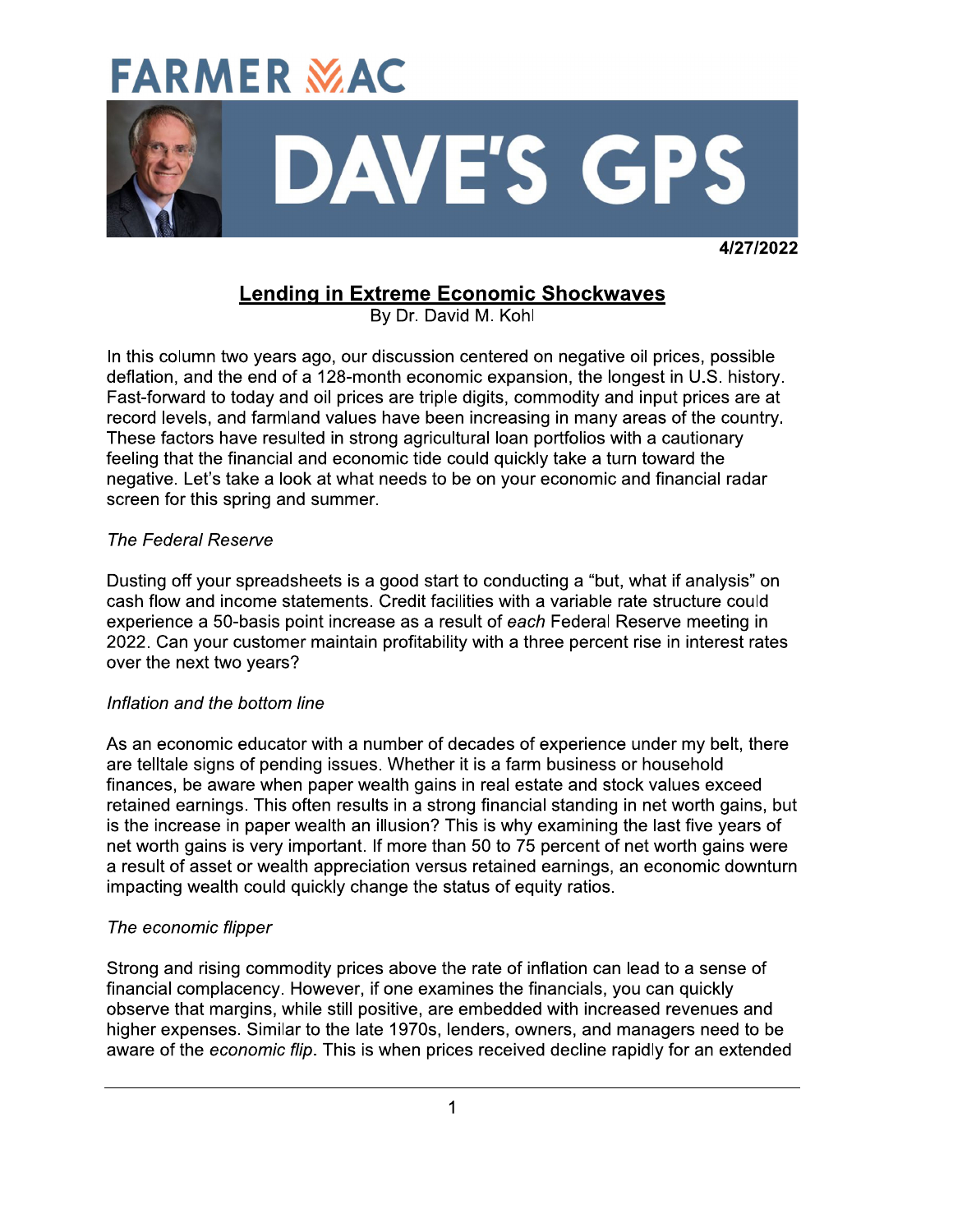# FARMER MAC

# DAVE'S GPS

4/27/2022

## Lending in Extreme Economic Shockwaves

By Dr. David M. Kohl

In this column two years ago, our discussion centered on negative oil prices, possible deflation, and the end of a 128-month economic expansion, the longest in U.S. history. Fast-forward to today and oil prices are triple digits, commodity and input prices are at record levels, and farmland values have been increasing in many areas of the country. These factors have resulted in strong agricultural loan portfolios with a cautionary feeling that the financial and economic tide could quickly take a turn toward the negative. Let's take a look at what needs to be on your economic and financial radar screen for this spring and summer.

### *The Federal Reserve*

Dusting off your spreadsheets is a good start to conducting a "but, what if analysis" on cash flow and income statements. Credit facilities with a variable rate structure could experience a 50-basis point increase as a result of *each* Federal Reserve meeting in 2022. Can your customer maintain profitability with a three percent rise in interest rates over the next two years?

### *Inflation and the bottom line*

As an economic educator with a number of decades of experience under my belt, there are telltale signs of pending issues. Whether it is a farm business or household finances, be aware when paper wealth gains in real estate and stock values exceed retained earnings. This often results in a strong financial standing in net worth gains, but is the increase in paper wealth an illusion? This is why examining the last five years of net worth gains is very important. If more than 50 to 75 percent of net worth gains were a result of asset or wealth appreciation versus retained earnings, an economic downturn impacting wealth could quickly change the status of equity ratios.

### *The economic flipper*

Strong and rising commodity prices above the rate of inflation can lead to a sense of financial complacency. However, if one examines the financials, you can quickly observe that margins, while still positive, are embedded with increased revenues and higher expenses. Similar to the late 1970s, lenders, owners, and managers need to be aware of the *economic flip*. This is when prices received decline rapidly for an extended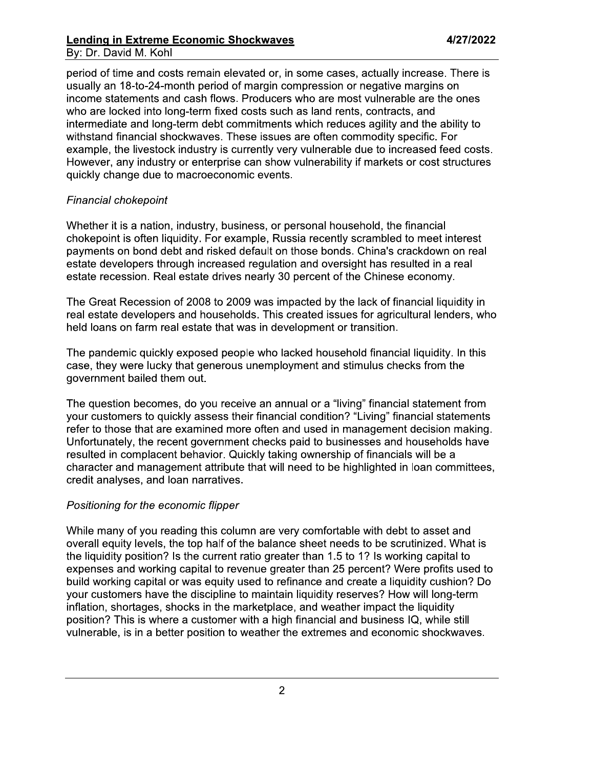period of time and costs remain elevated or, in some cases, actually increase. There is usually an 18-to-24-month period of margin compression or negative margins on income statements and cash flows. Producers who are most vulnerable are the ones who are locked into long-term fixed costs such as land rents, contracts, and intermediate and long-term debt commitments which reduces agility and the ability to withstand financial shockwaves. These issues are often commodity specific. For example, the livestock industry is currently very vulnerable due to increased feed costs. However, any industry or enterprise can show vulnerability if markets or cost structures quickly change due to macroeconomic events.

*Financial chokepoint*

Whether it is a nation, industry, business, or personal household, the financial chokepoint is often liquidity. For example, Russia recently scrambled to meet interest payments on bond debt and risked default on those bonds. China's crackdown on real estate developers through increased regulation and oversight has resulted in a real estate recession. Real estate drives nearly 30 percent of the Chinese economy.

The Great Recession of 2008 to 2009 was impacted by the lack of financial liquidity in real estate developers and households. This created issues for agricultural lenders, who held loans on farm real estate that was in development or transition.

The pandemic quickly exposed people who lacked household financial liquidity. In this case, they were lucky that generous unemployment and stimulus checks from the government bailed them out.

The question becomes, do you receive an annual or a "living" financial statement from your customers to quickly assess their financial condition? "Living" financial statements refer to those that are examined more often and used in management decision making. Unfortunately, the recent government checks paid to businesses and households have resulted in complacent behavior. Quickly taking ownership of financials will be a character and management attribute that will need to be highlighted in loan committees, credit analyses, and loan narratives.

*Positioning for the economic flipper*

While many of you reading this column are very comfortable with debt to asset and overall equity levels, the top half of the balance sheet needs to be scrutinized. What is the liquidity position? Is the current ratio greater than 1.5 to 1? Is working capital to expenses and working capital to revenue greater than 25 percent? Were profits used to build working capital or was equity used to refinance and create a liquidity cushion? Do your customers have the discipline to maintain liquidity reserves? How will long-term inflation, shortages, shocks in the marketplace, and weather impact the liquidity position? This is where a customer with a high financial and business IQ, while still vulnerable, is in a better position to weather the extremes and economic shockwaves.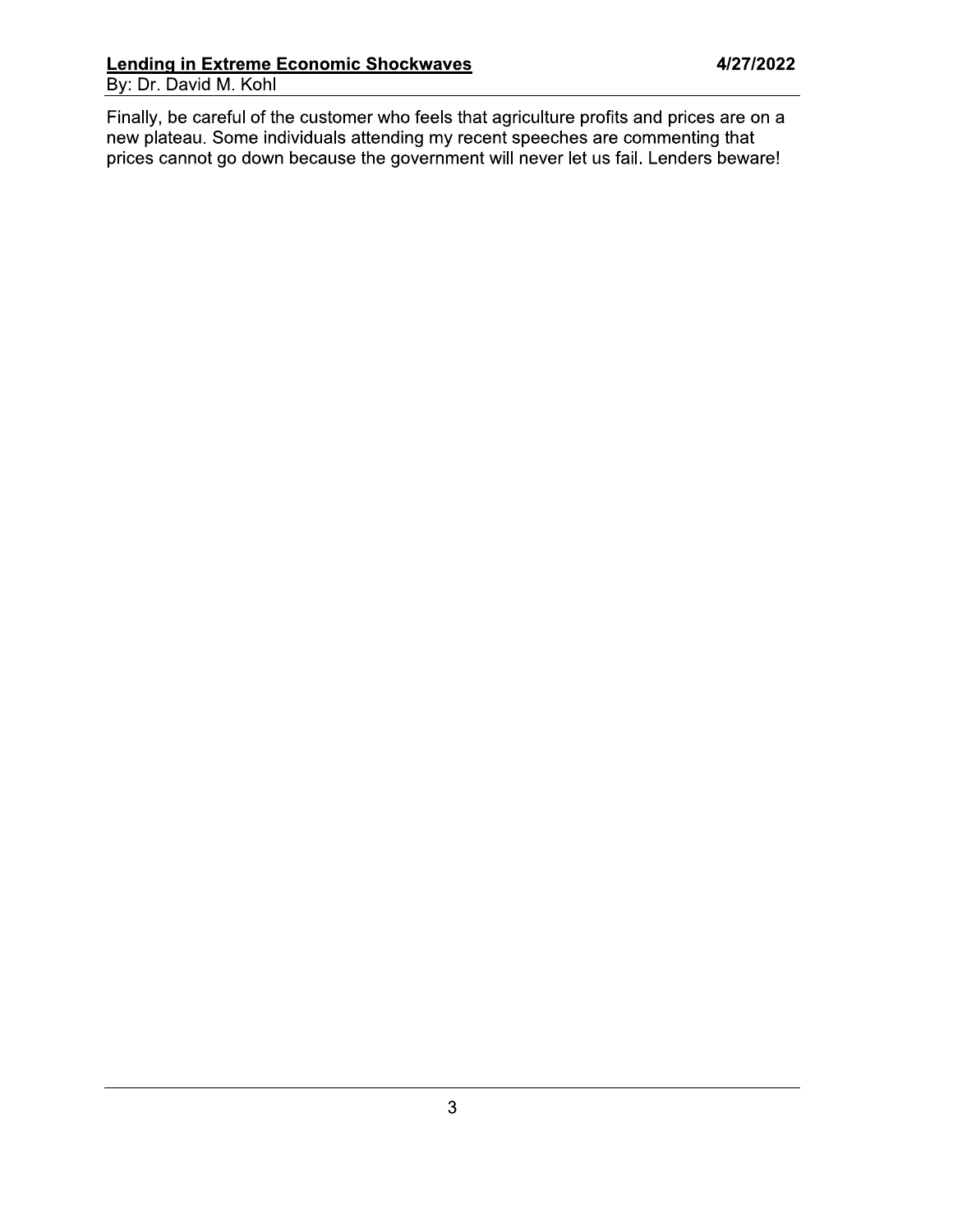Finally, be careful of the customer who feels that agriculture profits and prices are on a new plateau. Some individuals attending my recent speeches are commenting that prices cannot go down because the government will never let us fail. Lenders beware!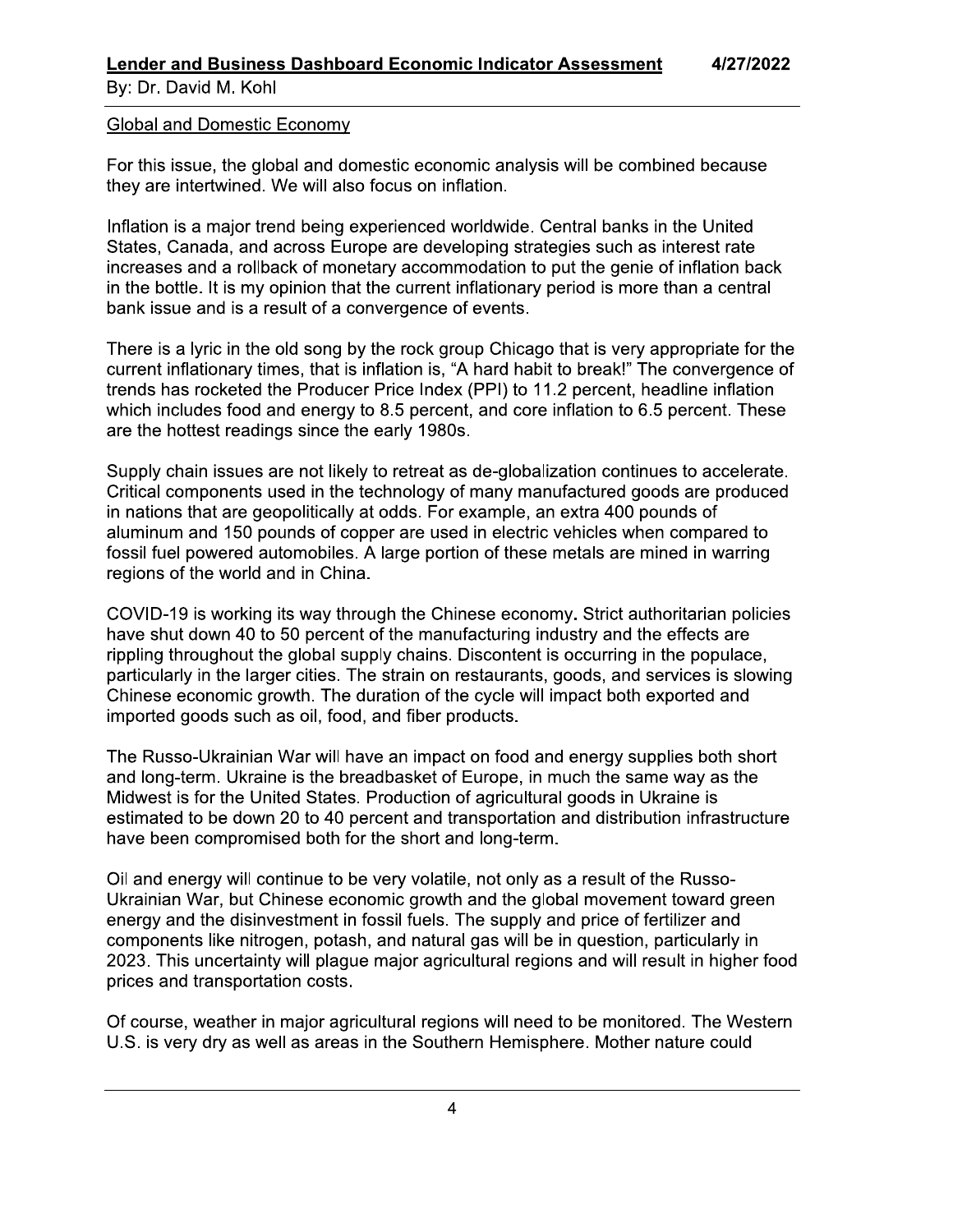## Global and Domestic Economy

For this issue, the global and domestic economic analysis will be combined because they are intertwined. We will also focus on inflation.

Inflation is a major trend being experienced worldwide. Central banks in the United States, Canada, and across Europe are developing strategies such as interest rate increases and a rollback of monetary accommodation to put the genie of inflation back in the bottle. It is my opinion that the current inflationary period is more than a central bank issue and is a result of a convergence of events.

There is a lyric in the old song by the rock group Chicago that is very appropriate for the current inflationary times, that is inflation is, "A hard habit to break!" The convergence of trends has rocketed the Producer Price Index (PPI) to 11.2 percent, headline inflation which includes food and energy to 8.5 percent, and core inflation to 6.5 percent. These are the hottest readings since the early 1980s.

Supply chain issues are not likely to retreat as de-globalization continues to accelerate. Critical components used in the technology of many manufactured goods are produced in nations that are geopolitically at odds. For example, an extra 400 pounds of aluminum and 150 pounds of copper are used in electric vehicles when compared to fossil fuel powered automobiles. A large portion of these metals are mined in warring regions of the world and in China.

COVID-19 is working its way through the Chinese economy. Strict authoritarian policies have shut down 40 to 50 percent of the manufacturing industry and the effects are rippling throughout the global supply chains. Discontent is occurring in the populace, particularly in the larger cities. The strain on restaurants, goods, and services is slowing Chinese economic growth. The duration of the cycle will impact both exported and imported goods such as oil, food, and fiber products.

The Russo-Ukrainian War will have an impact on food and energy supplies both short and long-term. Ukraine is the breadbasket of Europe, in much the same way as the Midwest is for the United States. Production of agricultural goods in Ukraine is estimated to be down 20 to 40 percent and transportation and distribution infrastructure have been compromised both for the short and long-term.

Oil and energy will continue to be very volatile, not only as a result of the Russo-Ukrainian War, but Chinese economic growth and the global movement toward green energy and the disinvestment in fossil fuels. The supply and price of fertilizer and components like nitrogen, potash, and natural gas will be in question, particularly in 2023. This uncertainty will plague major agricultural regions and will result in higher food prices and transportation costs.

Of course, weather in major agricultural regions will need to be monitored. The Western U.S. is very dry as well as areas in the Southern Hemisphere. Mother nature could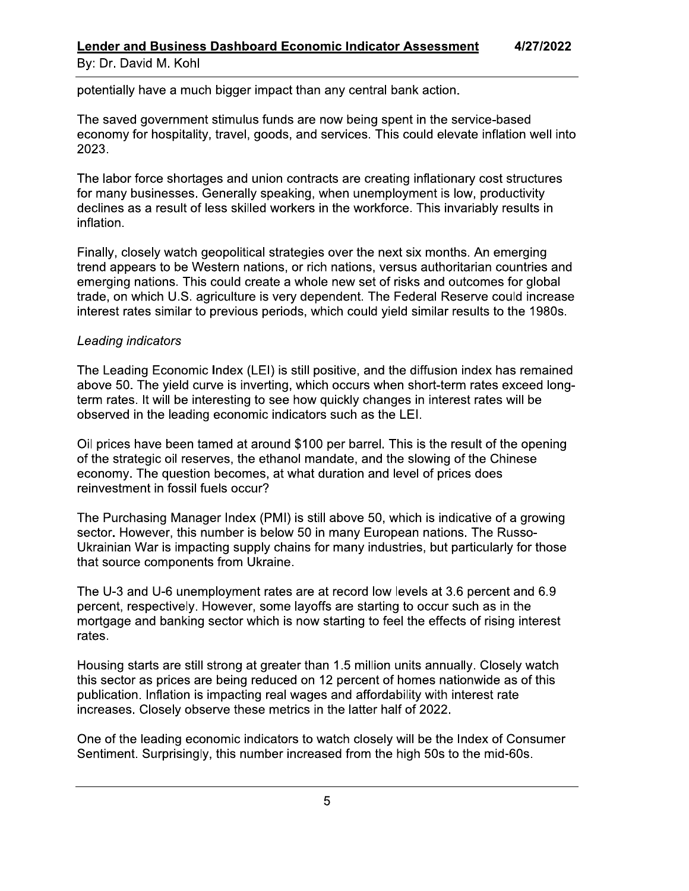potentially have a much bigger impact than any central bank action.

The saved government stimulus funds are now being spent in the service-based economy for hospitality, travel, goods, and services. This could elevate inflation well into 2023.

The labor force shortages and union contracts are creating inflationary cost structures for many businesses. Generally speaking, when unemployment is low, productivity declines as a result of less skilled workers in the workforce. This invariably results in inflation.

Finally, closely watch geopolitical strategies over the next six months. An emerging trend appears to be Western nations, or rich nations, versus authoritarian countries and emerging nations. This could create a whole new set of risks and outcomes for global trade, on which U.S. agriculture is very dependent. The Federal Reserve could increase interest rates similar to previous periods, which could yield similar results to the 1980s.

*Leading indicators*

The Leading Economic Index (LEI) is still positive, and the diffusion index has remained above 50. The yield curve is inverting, which occurs when short-term rates exceed long-term rates. It will be interesting to see how quickly changes in interest rates will be observed in the leading economic indicators such as the LEI.

Oil prices have been tamed at around $100 per barrel. This is the result of the opening of the strategic oil reserves, the ethanol mandate, and the slowing of the Chinese economy. The question becomes, at what duration and level of prices does reinvestment in fossil fuels occur?

The Purchasing Manager Index (PMI) is still above 50, which is indicative of a growing sector. However, this number is below 50 in many European nations. The Russo-Ukrainian War is impacting supply chains for many industries, but particularly for those that source components from Ukraine.

The U-3 and U-6 unemployment rates are at record low levels at 3.6 percent and 6.9 percent, respectively. However, some layoffs are starting to occur such as in the mortgage and banking sector which is now starting to feel the effects of rising interest rates.

Housing starts are still strong at greater than 1.5 million units annually. Closely watch this sector as prices are being reduced on 12 percent of homes nationwide as of this publication. Inflation is impacting real wages and affordability with interest rate increases. Closely observe these metrics in the latter half of 2022.

One of the leading economic indicators to watch closely will be the Index of Consumer Sentiment. Surprisingly, this number increased from the high 50s to the mid-60s.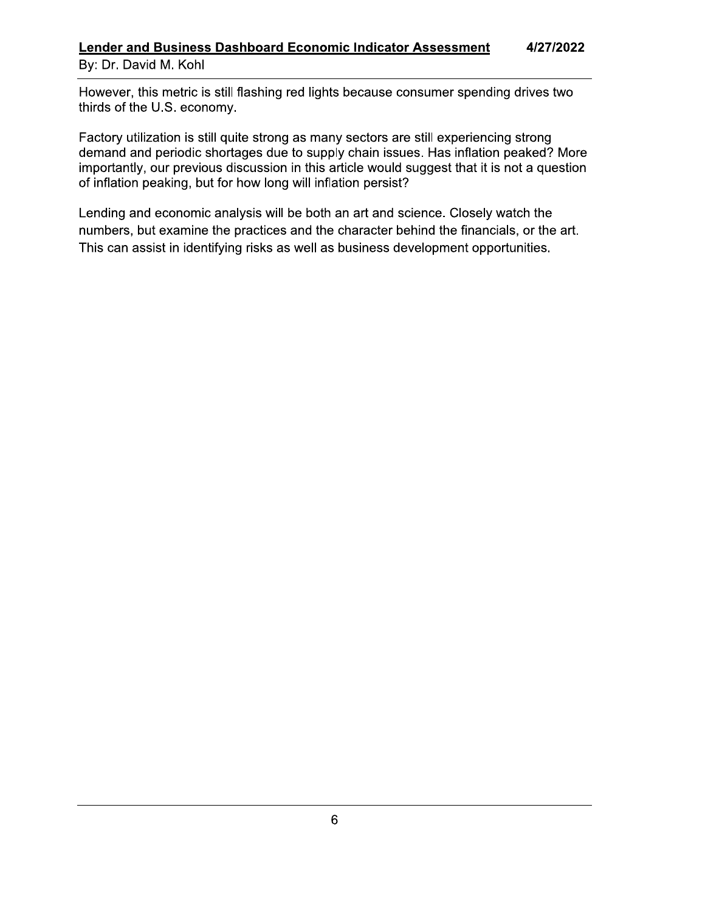However, this metric is still flashing red lights because consumer spending drives two thirds of the U.S. economy.

Factory utilization is still quite strong as many sectors are still experiencing strong demand and periodic shortages due to supply chain issues. Has inflation peaked? More importantly, our previous discussion in this article would suggest that it is not a question of inflation peaking, but for how long will inflation persist?

Lending and economic analysis will be both an art and science. Closely watch the numbers, but examine the practices and the character behind the financials, or the art. This can assist in identifying risks as well as business development opportunities.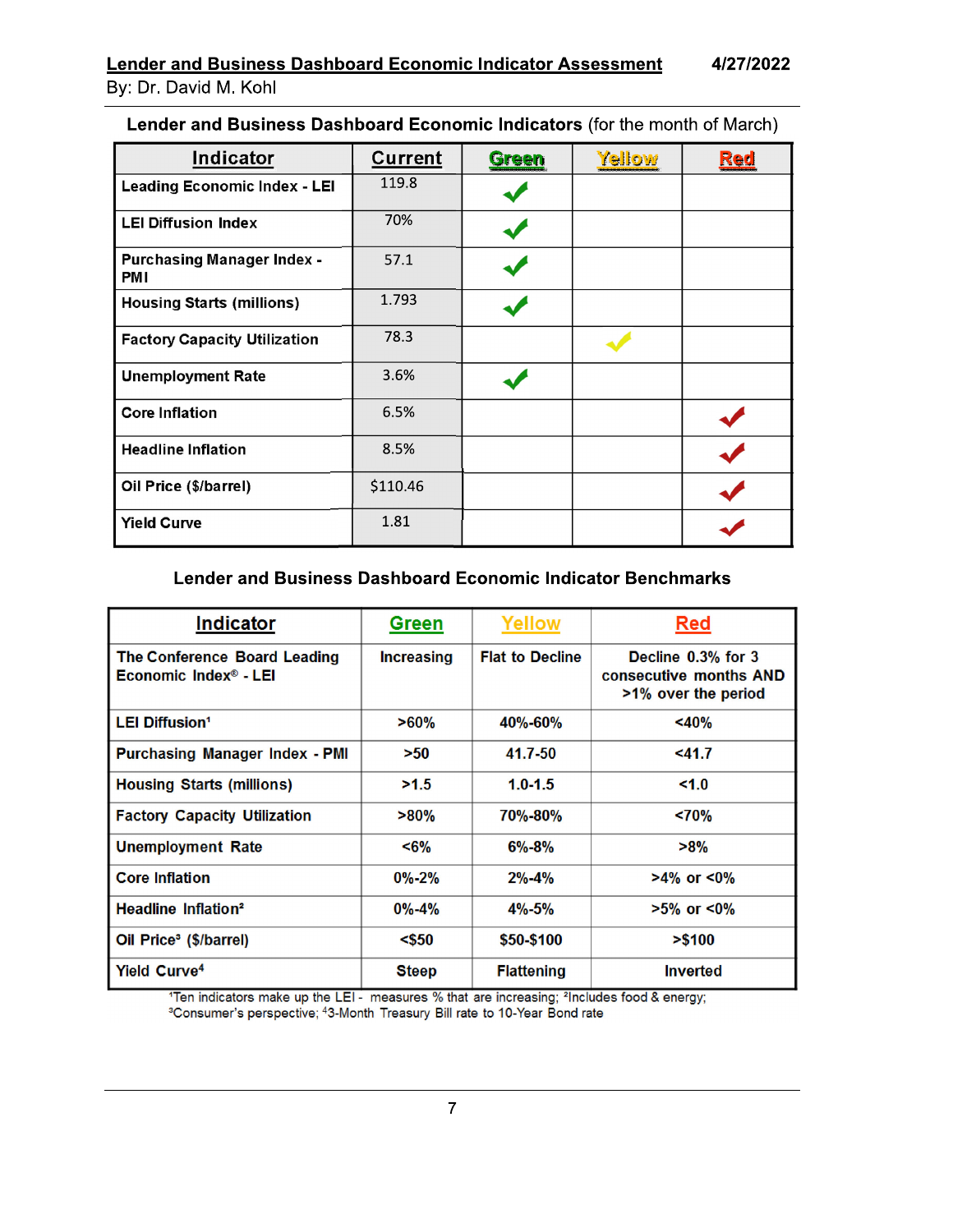**Lender and Business Dashboard Economic Indicator Assessment** **4/27/2022**

By: Dr. David M. Kohl

**Lender and Business Dashboard Economic Indicators** (for the month of March)

| Indicator | Current | Green | Yellow | Red |
|---|---|---|---|---|
| Leading Economic Index - LEI | 119.8 | ✓ | | |
| LEI Diffusion Index | 70% | ✓ | | |
| Purchasing Manager Index - PMI | 57.1 | ✓ | | |
| Housing Starts (millions) | 1.793 | ✓ | | |
| Factory Capacity Utilization | 78.3 | | ✓ | |
| Unemployment Rate | 3.6% | ✓ | | |
| Core Inflation | 6.5% | | | ✓ |
| Headline Inflation | 8.5% | | | ✓ |
| Oil Price ($/barrel) | $110.46 | | | ✓ |
| Yield Curve | 1.81 | | | ✓ |

**Lender and Business Dashboard Economic Indicator Benchmarks**

| Indicator | Green | Yellow | Red |
|---|---|---|---|
| The Conference Board Leading Economic Index® - LEI | Increasing | Flat to Decline | Decline 0.3% for 3 consecutive months AND >1% over the period |
| LEI Diffusion[1] | >60% | 40%-60% | <40% |
| Purchasing Manager Index - PMI | >50 | 41.7-50 | <41.7 |
| Housing Starts (millions) | >1.5 | 1.0-1.5 | <1.0 |
| Factory Capacity Utilization | >80% | 70%-80% | <70% |
| Unemployment Rate | <6% | 6%-8% | >8% |
| Core Inflation | 0%-2% | 2%-4% | >4% or <0% |
| Headline Inflation[2] | 0%-4% | 4%-5% | >5% or <0% |
| Oil Price[3] ($/barrel) | <$50 | $50-$100 | >$100 |
| Yield Curve[4] | Steep | Flattening | Inverted |

[1]Ten indicators make up the LEI - measures % that are increasing; [2]Includes food & energy; [3]Consumer's perspective; [4]3-Month Treasury Bill rate to 10-Year Bond rate